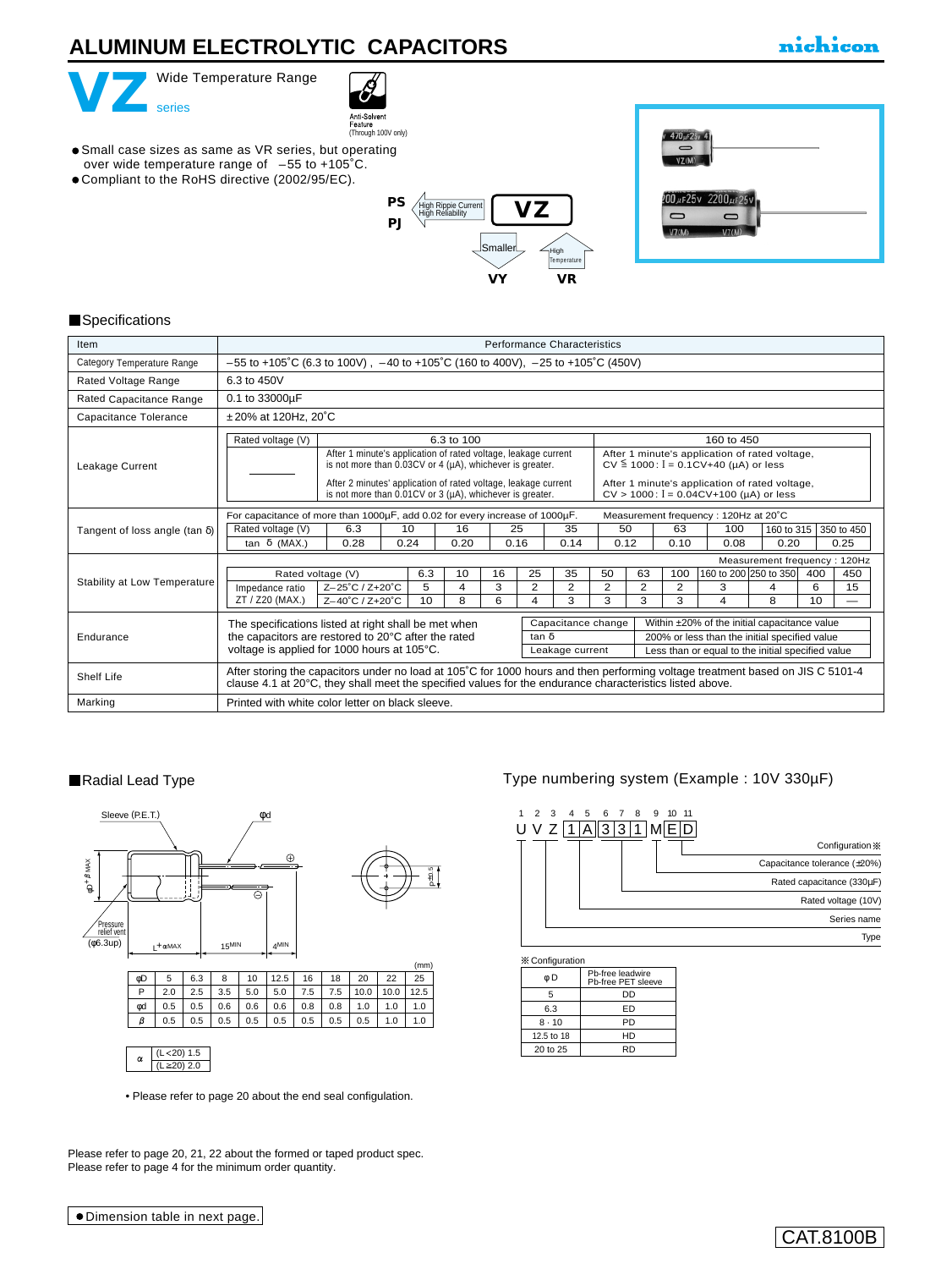# ALUMINUM ELECTROLYTIC CAPACITORS

nichicon

## VZ series

Wide Temperature Range

Anti-Solvent Feature (Through 100V only)

- Small case sizes as same as VR series, but operating over wide temperature range of –55 to +105˚C.
- Compliant to the RoHS directive (2002/95/EC).

PS / PJ ← High Ripple Current, High Reliability — VZ — Smaller → VY; High Temperature → VR

### Specifications

| Item | Performance Characteristics |
|---|---|
| Category Temperature Range | –55 to +105˚C (6.3 to 100V) , –40 to +105˚C (160 to 400V), –25 to +105˚C (450V) |
| Rated Voltage Range | 6.3 to 450V |
| Rated Capacitance Range | 0.1 to 33000µF |
| Capacitance Tolerance | ±20% at 120Hz, 20˚C |
| Leakage Current | Rated voltage (V) 6.3 to 100: After 1 minute's application of rated voltage, leakage current is not more than 0.03CV or 4 (µA), whichever is greater. After 2 minutes' application of rated voltage, leakage current is not more than 0.01CV or 3 (µA), whichever is greater. — Rated voltage (V) 160 to 450: After 1 minute's application of rated voltage, CV ≦ 1000 : I = 0.1CV+40 (µA) or less. After 1 minute's application of rated voltage, CV > 1000 : I = 0.04CV+100 (µA) or less |
| Tangent of loss angle (tan δ) | See table below |
| Stability at Low Temperature | See table below |
| Endurance | The specifications listed at right shall be met when the capacitors are restored to 20°C after the rated voltage is applied for 1000 hours at 105°C. Capacitance change: Within ±20% of the initial capacitance value; tan δ: 200% or less than the initial specified value; Leakage current: Less than or equal to the initial specified value |
| Shelf Life | After storing the capacitors under no load at 105˚C for 1000 hours and then performing voltage treatment based on JIS C 5101-4 clause 4.1 at 20°C, they shall meet the specified values for the endurance characteristics listed above. |
| Marking | Printed with white color letter on black sleeve. |

**Tangent of loss angle (tan δ)**

For capacitance of more than 1000µF, add 0.02 for every increase of 1000µF. Measurement frequency : 120Hz at 20˚C

| Rated voltage (V) | 6.3 | 10 | 16 | 25 | 35 | 50 | 63 | 100 | 160 to 315 | 350 to 450 |
|---|---|---|---|---|---|---|---|---|---|---|
| tan δ (MAX.) | 0.28 | 0.24 | 0.20 | 0.16 | 0.14 | 0.12 | 0.10 | 0.08 | 0.20 | 0.25 |

**Stability at Low Temperature** (Measurement frequency : 120Hz)

| Rated voltage (V) | | 6.3 | 10 | 16 | 25 | 35 | 50 | 63 | 100 | 160 to 200 | 250 to 350 | 400 | 450 |
|---|---|---|---|---|---|---|---|---|---|---|---|---|---|
| Impedance ratio ZT / Z20 (MAX.) | Z–25˚C / Z+20˚C | 5 | 4 | 3 | 2 | 2 | 2 | 2 | 2 | 3 | 4 | 6 | 15 |
| | Z–40˚C / Z+20˚C | 10 | 8 | 6 | 4 | 3 | 3 | 3 | 3 | 4 | 8 | 10 | — |

### Radial Lead Type

Sleeve (P.E.T.) φd ⊕ ⊖ φD+β MAX Pressure relief vent (φ6.3up) L+α MAX 15MIN 4MIN P±0.5

(mm)

| φD | 5 | 6.3 | 8 | 10 | 12.5 | 16 | 18 | 20 | 22 | 25 |
|---|---|---|---|---|---|---|---|---|---|---|
| P | 2.0 | 2.5 | 3.5 | 5.0 | 5.0 | 7.5 | 7.5 | 10.0 | 10.0 | 12.5 |
| φd | 0.5 | 0.5 | 0.6 | 0.6 | 0.6 | 0.8 | 0.8 | 1.0 | 1.0 | 1.0 |
| β | 0.5 | 0.5 | 0.5 | 0.5 | 0.5 | 0.5 | 0.5 | 0.5 | 1.0 | 1.0 |

| α | (L<20) 1.5 |
|---|---|
| | (L≧20) 2.0 |

• Please refer to page 20 about the end seal configulation.

### Type numbering system (Example : 10V 330µF)

| 1 | 2 | 3 | 4 | 5 | 6 | 7 | 8 | 9 | 10 | 11 |
|---|---|---|---|---|---|---|---|---|---|---|
| U | V | Z | 1 | A | 3 | 3 | 1 | M | E | D |

- Type (1)
- Series name (2–3)
- Rated voltage (10V) (4–5)
- Rated capacitance (330µF) (6–8)
- Capacitance tolerance (±20%) (9)
- Configuration ※ (10–11)

※ Configuration

| φD | Pb-free leadwire Pb-free PET sleeve |
|---|---|
| 5 | DD |
| 6.3 | ED |
| 8 · 10 | PD |
| 12.5 to 18 | HD |
| 20 to 25 | RD |

Please refer to page 20, 21, 22 about the formed or taped product spec.
Please refer to page 4 for the minimum order quantity.

● Dimension table in next page.

CAT.8100B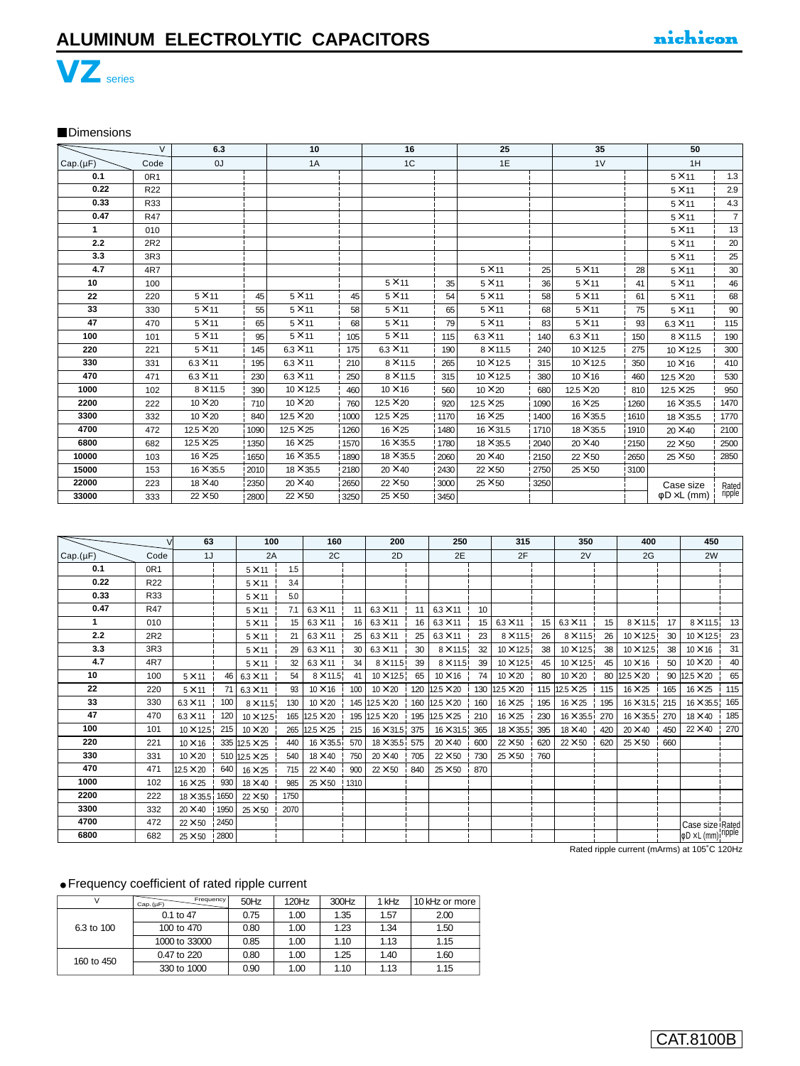# ALUMINUM ELECTROLYTIC CAPACITORS

nichicon

## VZ series

■Dimensions

| Cap.(µF) \ V | Code | 6.3 | | 10 | | 16 | | 25 | | 35 | | 50 | |
|---|---|---|---|---|---|---|---|---|---|---|---|---|---|
| | Code | 0J | | 1A | | 1C | | 1E | | 1V | | 1H | |
| 0.1 | 0R1 | | | | | | | | | | | 5×11 | 1.3 |
| 0.22 | R22 | | | | | | | | | | | 5×11 | 2.9 |
| 0.33 | R33 | | | | | | | | | | | 5×11 | 4.3 |
| 0.47 | R47 | | | | | | | | | | | 5×11 | 7 |
| 1 | 010 | | | | | | | | | | | 5×11 | 13 |
| 2.2 | 2R2 | | | | | | | | | | | 5×11 | 20 |
| 3.3 | 3R3 | | | | | | | | | | | 5×11 | 25 |
| 4.7 | 4R7 | | | | | | | 5×11 | 25 | 5×11 | 28 | 5×11 | 30 |
| 10 | 100 | | | | | 5×11 | 35 | 5×11 | 36 | 5×11 | 41 | 5×11 | 46 |
| 22 | 220 | 5×11 | 45 | 5×11 | 45 | 5×11 | 54 | 5×11 | 58 | 5×11 | 61 | 5×11 | 68 |
| 33 | 330 | 5×11 | 55 | 5×11 | 58 | 5×11 | 65 | 5×11 | 68 | 5×11 | 75 | 5×11 | 90 |
| 47 | 470 | 5×11 | 65 | 5×11 | 68 | 5×11 | 79 | 5×11 | 83 | 5×11 | 93 | 6.3×11 | 115 |
| 100 | 101 | 5×11 | 95 | 5×11 | 105 | 5×11 | 115 | 6.3×11 | 140 | 6.3×11 | 150 | 8×11.5 | 190 |
| 220 | 221 | 5×11 | 145 | 6.3×11 | 175 | 6.3×11 | 190 | 8×11.5 | 240 | 10×12.5 | 275 | 10×12.5 | 300 |
| 330 | 331 | 6.3×11 | 195 | 6.3×11 | 210 | 8×11.5 | 265 | 10×12.5 | 315 | 10×12.5 | 350 | 10×16 | 410 |
| 470 | 471 | 6.3×11 | 230 | 6.3×11 | 250 | 8×11.5 | 315 | 10×12.5 | 380 | 10×16 | 460 | 12.5×20 | 530 |
| 1000 | 102 | 8×11.5 | 390 | 10×12.5 | 460 | 10×16 | 560 | 10×20 | 680 | 12.5×20 | 810 | 12.5×25 | 950 |
| 2200 | 222 | 10×20 | 710 | 10×20 | 760 | 12.5×20 | 920 | 12.5×25 | 1090 | 16×25 | 1260 | 16×35.5 | 1470 |
| 3300 | 332 | 10×20 | 840 | 12.5×20 | 1000 | 12.5×25 | 1170 | 16×25 | 1400 | 16×35.5 | 1610 | 18×35.5 | 1770 |
| 4700 | 472 | 12.5×20 | 1090 | 12.5×25 | 1260 | 16×25 | 1480 | 16×31.5 | 1710 | 18×35.5 | 1910 | 20×40 | 2100 |
| 6800 | 682 | 12.5×25 | 1350 | 16×25 | 1570 | 16×35.5 | 1780 | 18×35.5 | 2040 | 20×40 | 2150 | 22×50 | 2500 |
| 10000 | 103 | 16×25 | 1650 | 16×35.5 | 1890 | 18×35.5 | 2060 | 20×40 | 2150 | 22×50 | 2650 | 25×50 | 2850 |
| 15000 | 153 | 16×35.5 | 2010 | 18×35.5 | 2180 | 20×40 | 2430 | 22×50 | 2750 | 25×50 | 3100 | | |
| 22000 | 223 | 18×40 | 2350 | 20×40 | 2650 | 22×50 | 3000 | 25×50 | 3250 | | | Case size φD×L (mm) | Rated ripple |
| 33000 | 333 | 22×50 | 2800 | 22×50 | 3250 | 25×50 | 3450 | | | | | | |

| Cap.(µF) \ V | Code | 63 | | 100 | | 160 | | 200 | | 250 | | 315 | | 350 | | 400 | | 450 | |
|---|---|---|---|---|---|---|---|---|---|---|---|---|---|---|---|---|---|---|---|
| | Code | 1J | | 2A | | 2C | | 2D | | 2E | | 2F | | 2V | | 2G | | 2W | |
| 0.1 | 0R1 | | | 5×11 | 1.5 | | | | | | | | | | | | | | |
| 0.22 | R22 | | | 5×11 | 3.4 | | | | | | | | | | | | | | |
| 0.33 | R33 | | | 5×11 | 5.0 | | | | | | | | | | | | | | |
| 0.47 | R47 | | | 5×11 | 7.1 | 6.3×11 | 11 | 6.3×11 | 11 | 6.3×11 | 10 | | | | | | | | |
| 1 | 010 | | | 5×11 | 15 | 6.3×11 | 16 | 6.3×11 | 16 | 6.3×11 | 15 | 6.3×11 | 15 | 6.3×11 | 15 | 8×11.5 | 17 | 8×11.5 | 13 |
| 2.2 | 2R2 | | | 5×11 | 21 | 6.3×11 | 25 | 6.3×11 | 25 | 6.3×11 | 23 | 8×11.5 | 26 | 8×11.5 | 26 | 10×12.5 | 30 | 10×12.5 | 23 |
| 3.3 | 3R3 | | | 5×11 | 29 | 6.3×11 | 30 | 6.3×11 | 30 | 8×11.5 | 32 | 10×12.5 | 38 | 10×12.5 | 38 | 10×12.5 | 38 | 10×16 | 31 |
| 4.7 | 4R7 | | | 5×11 | 32 | 6.3×11 | 34 | 8×11.5 | 39 | 8×11.5 | 39 | 10×12.5 | 45 | 10×12.5 | 45 | 10×16 | 50 | 10×20 | 40 |
| 10 | 100 | 5×11 | 46 | 6.3×11 | 54 | 8×11.5 | 41 | 10×12.5 | 65 | 10×16 | 74 | 10×20 | 80 | 10×20 | 80 | 12.5×20 | 90 | 12.5×20 | 65 |
| 22 | 220 | 5×11 | 71 | 6.3×11 | 93 | 10×16 | 100 | 10×20 | 120 | 12.5×20 | 130 | 12.5×20 | 115 | 12.5×25 | 115 | 16×25 | 165 | 16×25 | 115 |
| 33 | 330 | 6.3×11 | 100 | 8×11.5 | 130 | 10×20 | 145 | 12.5×20 | 160 | 12.5×20 | 160 | 16×25 | 195 | 16×25 | 195 | 16×31.5 | 215 | 16×35.5 | 165 |
| 47 | 470 | 6.3×11 | 120 | 10×12.5 | 165 | 12.5×20 | 195 | 12.5×20 | 195 | 12.5×25 | 210 | 16×25 | 230 | 16×35.5 | 270 | 16×35.5 | 270 | 18×40 | 185 |
| 100 | 101 | 10×12.5 | 215 | 10×20 | 265 | 12.5×25 | 215 | 16×31.5 | 375 | 16×31.5 | 365 | 18×35.5 | 395 | 18×40 | 420 | 20×40 | 450 | 22×40 | 270 |
| 220 | 221 | 10×16 | 335 | 12.5×25 | 440 | 16×35.5 | 570 | 18×35.5 | 575 | 20×40 | 600 | 22×50 | 620 | 22×50 | 620 | 25×50 | 660 | | |
| 330 | 331 | 10×20 | 510 | 12.5×25 | 540 | 18×40 | 750 | 20×40 | 705 | 22×50 | 730 | 25×50 | 760 | | | | | | |
| 470 | 471 | 12.5×20 | 640 | 16×25 | 715 | 22×40 | 900 | 22×50 | 840 | 25×50 | 870 | | | | | | | | |
| 1000 | 102 | 16×25 | 930 | 18×40 | 985 | 25×50 | 1310 | | | | | | | | | | | | |
| 2200 | 222 | 18×35.5 | 1650 | 22×50 | 1750 | | | | | | | | | | | | | | |
| 3300 | 332 | 20×40 | 1950 | 25×50 | 2070 | | | | | | | | | | | | | | |
| 4700 | 472 | 22×50 | 2450 | | | | | | | | | | | | | | | Case size φD×L (mm) | Rated ripple |
| 6800 | 682 | 25×50 | 2800 | | | | | | | | | | | | | | | | |

Rated ripple current (mArms) at 105°C 120Hz

● Frequency coefficient of rated ripple current

| V | Cap. (µF) \ Frequency | 50Hz | 120Hz | 300Hz | 1 kHz | 10 kHz or more |
|---|---|---|---|---|---|---|
| 6.3 to 100 | 0.1 to 47 | 0.75 | 1.00 | 1.35 | 1.57 | 2.00 |
| | 100 to 470 | 0.80 | 1.00 | 1.23 | 1.34 | 1.50 |
| | 1000 to 33000 | 0.85 | 1.00 | 1.10 | 1.13 | 1.15 |
| 160 to 450 | 0.47 to 220 | 0.80 | 1.00 | 1.25 | 1.40 | 1.60 |
| | 330 to 1000 | 0.90 | 1.00 | 1.10 | 1.13 | 1.15 |

CAT.8100B